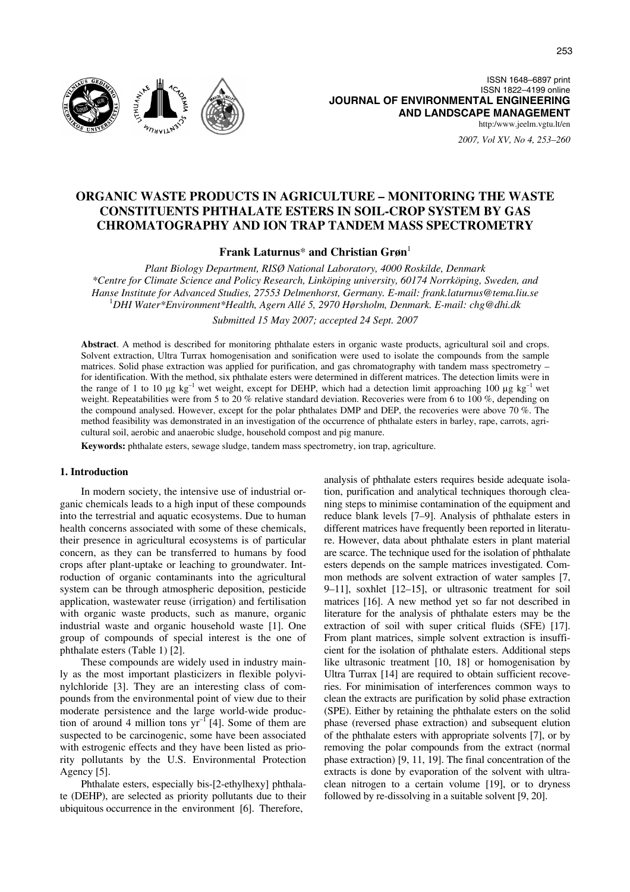# ORGANIC WASTE PRODUCTS IN AGRICULTURE – MONITORING THE WASTE CONSTITUENTS PHTHALATE ESTERS IN SOIL-CROP SYSTEM BY GAS CHROMATOGRAPHY AND ION TRAP TANDEM MASS SPECTROMETRY

**Frank Laturnus*** **and Christian Grøn**[1]

*Plant Biology Department, RISØ National Laboratory, 4000 Roskilde, Denmark*
*\*Centre for Climate Science and Policy Research, Linköping university, 60174 Norrköping, Sweden, and Hanse Institute for Advanced Studies, 27553 Delmenhorst, Germany. E-mail: frank.laturnus@tema.liu.se*
[1]*DHI Water\*Environment\*Health, Agern Allé 5, 2970 Hørsholm, Denmark. E-mail: chg@dhi.dk*

*Submitted 15 May 2007; accepted 24 Sept. 2007*

**Abstract**. A method is described for monitoring phthalate esters in organic waste products, agricultural soil and crops. Solvent extraction, Ultra Turrax homogenisation and sonification were used to isolate the compounds from the sample matrices. Solid phase extraction was applied for purification, and gas chromatography with tandem mass spectrometry – for identification. With the method, six phthalate esters were determined in different matrices. The detection limits were in the range of 1 to 10 µg $kg^{-1}$ wet weight, except for DEHP, which had a detection limit approaching 100 µg $kg^{-1}$ wet weight. Repeatabilities were from 5 to 20 % relative standard deviation. Recoveries were from 6 to 100 %, depending on the compound analysed. However, except for the polar phthalates DMP and DEP, the recoveries were above 70 %. The method feasibility was demonstrated in an investigation of the occurrence of phthalate esters in barley, rape, carrots, agricultural soil, aerobic and anaerobic sludge, household compost and pig manure.

**Keywords:** phthalate esters, sewage sludge, tandem mass spectrometry, ion trap, agriculture.

## 1. Introduction

In modern society, the intensive use of industrial organic chemicals leads to a high input of these compounds into the terrestrial and aquatic ecosystems. Due to human health concerns associated with some of these chemicals, their presence in agricultural ecosystems is of particular concern, as they can be transferred to humans by food crops after plant-uptake or leaching to groundwater. Introduction of organic contaminants into the agricultural system can be through atmospheric deposition, pesticide application, wastewater reuse (irrigation) and fertilisation with organic waste products, such as manure, organic industrial waste and organic household waste [1]. One group of compounds of special interest is the one of phthalate esters (Table 1) [2].

These compounds are widely used in industry mainly as the most important plasticizers in flexible polyvinylchloride [3]. They are an interesting class of compounds from the environmental point of view due to their moderate persistence and the large world-wide production of around 4 million tons $yr^{-1}$ [4]. Some of them are suspected to be carcinogenic, some have been associated with estrogenic effects and they have been listed as priority pollutants by the U.S. Environmental Protection Agency [5].

Phthalate esters, especially bis-[2-ethylhexy] phthalate (DEHP), are selected as priority pollutants due to their ubiquitous occurrence in the environment [6]. Therefore, analysis of phthalate esters requires beside adequate isolation, purification and analytical techniques thorough cleaning steps to minimise contamination of the equipment and reduce blank levels [7–9]. Analysis of phthalate esters in different matrices have frequently been reported in literature. However, data about phthalate esters in plant material are scarce. The technique used for the isolation of phthalate esters depends on the sample matrices investigated. Common methods are solvent extraction of water samples [7, 9–11], soxhlet [12–15], or ultrasonic treatment for soil matrices [16]. A new method yet so far not described in literature for the analysis of phthalate esters may be the extraction of soil with super critical fluids (SFE) [17]. From plant matrices, simple solvent extraction is insufficient for the isolation of phthalate esters. Additional steps like ultrasonic treatment [10, 18] or homogenisation by Ultra Turrax [14] are required to obtain sufficient recoveries. For minimisation of interferences common ways to clean the extracts are purification by solid phase extraction (SPE). Either by retaining the phthalate esters on the solid phase (reversed phase extraction) and subsequent elution of the phthalate esters with appropriate solvents [7], or by removing the polar compounds from the extract (normal phase extraction) [9, 11, 19]. The final concentration of the extracts is done by evaporation of the solvent with ultraclean nitrogen to a certain volume [19], or to dryness followed by re-dissolving in a suitable solvent [9, 20].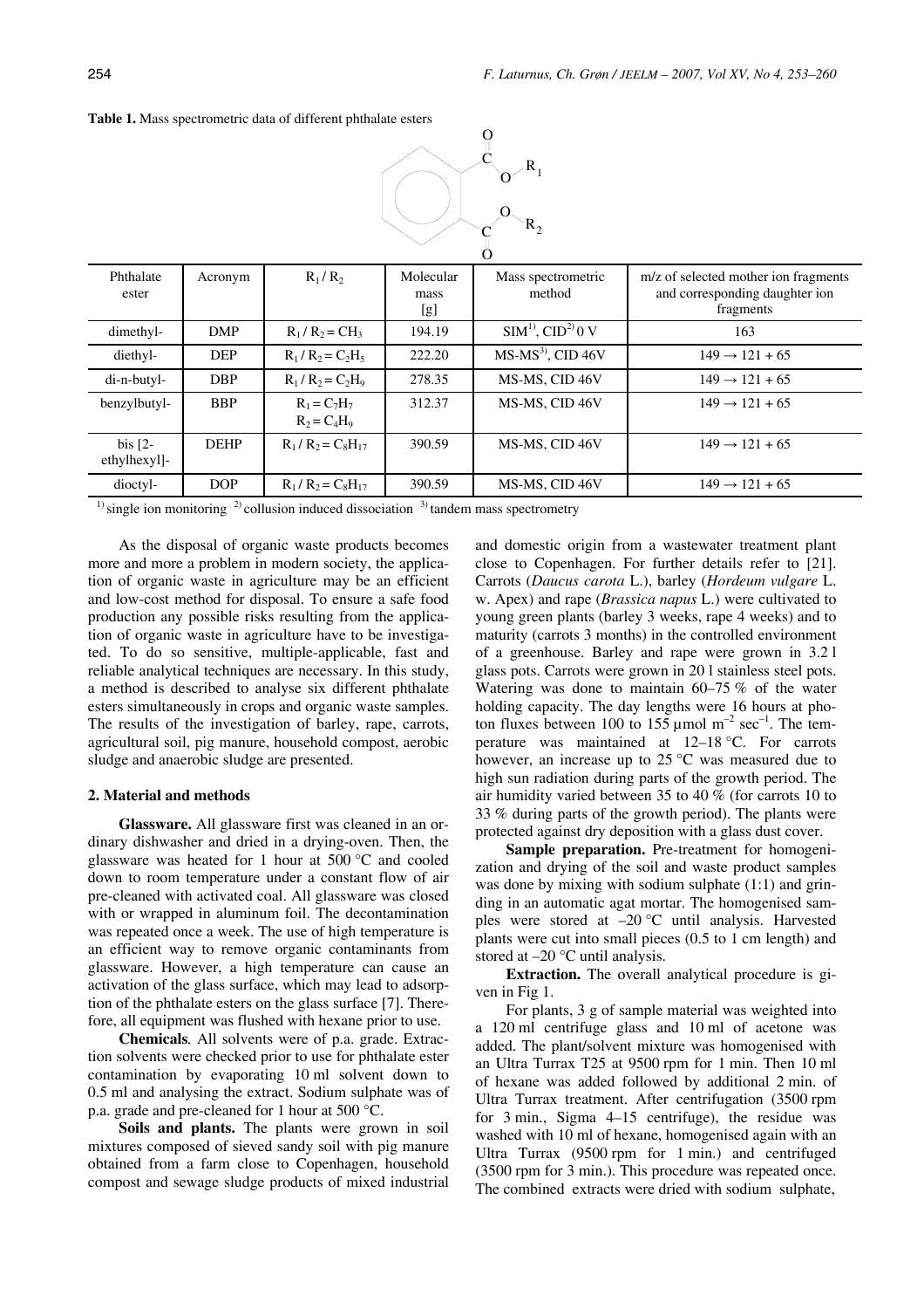**Table 1.** Mass spectrometric data of different phthalate esters

| Phthalate ester | Acronym | $R_1$ / $R_2$ | Molecular mass [g] | Mass spectrometric method | m/z of selected mother ion fragments and corresponding daughter ion fragments |
|---|---|---|---|---|---|
| dimethyl- | DMP | $R_1 / R_2 = CH_3$ | 194.19 | SIM[1)], CID[2)] 0 V | 163 |
| diethyl- | DEP | $R_1 / R_2 = C_2H_5$ | 222.20 | MS-MS[3)], CID 46V | 149 → 121 + 65 |
| di-n-butyl- | DBP | $R_1 / R_2 = C_2H_9$ | 278.35 | MS-MS, CID 46V | 149 → 121 + 65 |
| benzylbutyl- | BBP | $R_1 = C_7H_7$ $R_2 = C_4H_9$ | 312.37 | MS-MS, CID 46V | 149 → 121 + 65 |
| bis [2-ethylhexyl]- | DEHP | $R_1 / R_2 = C_8H_{17}$ | 390.59 | MS-MS, CID 46V | 149 → 121 + 65 |
| dioctyl- | DOP | $R_1 / R_2 = C_8H_{17}$ | 390.59 | MS-MS, CID 46V | 149 → 121 + 65 |

[1)] single ion monitoring [2)] collusion induced dissociation [3)] tandem mass spectrometry

As the disposal of organic waste products becomes more and more a problem in modern society, the application of organic waste in agriculture may be an efficient and low-cost method for disposal. To ensure a safe food production any possible risks resulting from the application of organic waste in agriculture have to be investigated. To do so sensitive, multiple-applicable, fast and reliable analytical techniques are necessary. In this study, a method is described to analyse six different phthalate esters simultaneously in crops and organic waste samples. The results of the investigation of barley, rape, carrots, agricultural soil, pig manure, household compost, aerobic sludge and anaerobic sludge are presented.

## 2. Material and methods

**Glassware.** All glassware first was cleaned in an ordinary dishwasher and dried in a drying-oven. Then, the glassware was heated for 1 hour at 500 °C and cooled down to room temperature under a constant flow of air pre-cleaned with activated coal. All glassware was closed with or wrapped in aluminum foil. The decontamination was repeated once a week. The use of high temperature is an efficient way to remove organic contaminants from glassware. However, a high temperature can cause an activation of the glass surface, which may lead to adsorption of the phthalate esters on the glass surface [7]. Therefore, all equipment was flushed with hexane prior to use.

**Chemicals***.* All solvents were of p.a. grade. Extraction solvents were checked prior to use for phthalate ester contamination by evaporating 10 ml solvent down to 0.5 ml and analysing the extract. Sodium sulphate was of p.a. grade and pre-cleaned for 1 hour at 500 °C.

**Soils and plants.** The plants were grown in soil mixtures composed of sieved sandy soil with pig manure obtained from a farm close to Copenhagen, household compost and sewage sludge products of mixed industrial and domestic origin from a wastewater treatment plant close to Copenhagen. For further details refer to [21]. Carrots (*Daucus carota* L.), barley (*Hordeum vulgare* L. w. Apex) and rape (*Brassica napus* L.) were cultivated to young green plants (barley 3 weeks, rape 4 weeks) and to maturity (carrots 3 months) in the controlled environment of a greenhouse. Barley and rape were grown in 3.2 l glass pots. Carrots were grown in 20 l stainless steel pots. Watering was done to maintain 60–75 % of the water holding capacity. The day lengths were 16 hours at photon fluxes between 100 to 155 µmol $m^{-2}$ $sec^{-1}$. The temperature was maintained at 12–18 °C. For carrots however, an increase up to 25 °C was measured due to high sun radiation during parts of the growth period. The air humidity varied between 35 to 40 % (for carrots 10 to 33 % during parts of the growth period). The plants were protected against dry deposition with a glass dust cover.

**Sample preparation.** Pre-treatment for homogenization and drying of the soil and waste product samples was done by mixing with sodium sulphate (1:1) and grinding in an automatic agat mortar. The homogenised samples were stored at –20 °C until analysis. Harvested plants were cut into small pieces (0.5 to 1 cm length) and stored at –20 °C until analysis.

**Extraction.** The overall analytical procedure is given in Fig 1.

For plants, 3 g of sample material was weighted into a 120 ml centrifuge glass and 10 ml of acetone was added. The plant/solvent mixture was homogenised with an Ultra Turrax T25 at 9500 rpm for 1 min. Then 10 ml of hexane was added followed by additional 2 min. of Ultra Turrax treatment. After centrifugation (3500 rpm for 3 min., Sigma 4–15 centrifuge), the residue was washed with 10 ml of hexane, homogenised again with an Ultra Turrax (9500 rpm for 1 min.) and centrifuged (3500 rpm for 3 min.). This procedure was repeated once. The combined extracts were dried with sodium sulphate,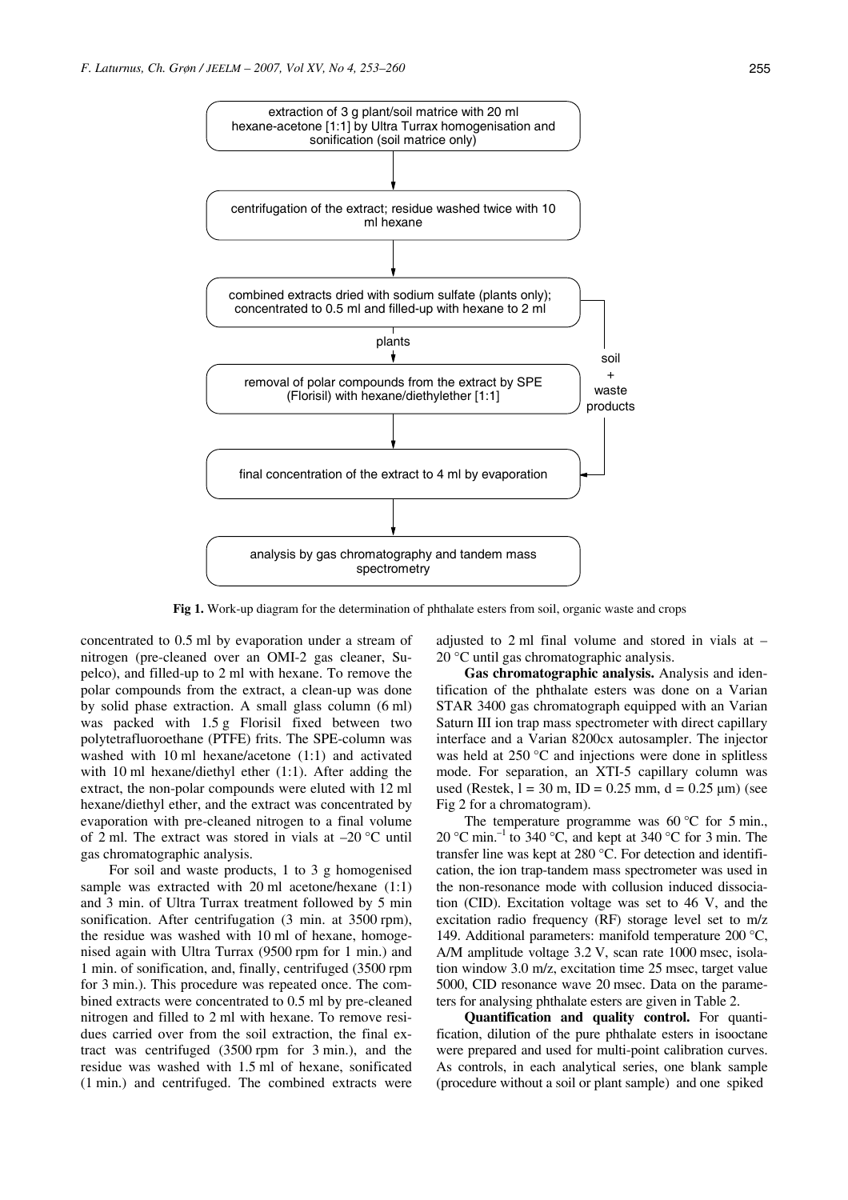extraction of 3 g plant/soil matrice with 20 ml hexane-acetone [1:1] by Ultra Turrax homogenisation and sonification (soil matrice only)

↓

centrifugation of the extract; residue washed twice with 10 ml hexane

↓

combined extracts dried with sodium sulfate (plants only); concentrated to 0.5 ml and filled-up with hexane to 2 ml

↓ plants (soil + waste products → final concentration)

removal of polar compounds from the extract by SPE (Florisil) with hexane/diethylether [1:1]

↓

final concentration of the extract to 4 ml by evaporation

↓

analysis by gas chromatography and tandem mass spectrometry

**Fig 1.** Work-up diagram for the determination of phthalate esters from soil, organic waste and crops

concentrated to 0.5 ml by evaporation under a stream of nitrogen (pre-cleaned over an OMI-2 gas cleaner, Supelco), and filled-up to 2 ml with hexane. To remove the polar compounds from the extract, a clean-up was done by solid phase extraction. A small glass column (6 ml) was packed with 1.5 g Florisil fixed between two polytetrafluoroethane (PTFE) frits. The SPE-column was washed with 10 ml hexane/acetone (1:1) and activated with 10 ml hexane/diethyl ether (1:1). After adding the extract, the non-polar compounds were eluted with 12 ml hexane/diethyl ether, and the extract was concentrated by evaporation with pre-cleaned nitrogen to a final volume of 2 ml. The extract was stored in vials at –20 °C until gas chromatographic analysis.

For soil and waste products, 1 to 3 g homogenised sample was extracted with 20 ml acetone/hexane (1:1) and 3 min. of Ultra Turrax treatment followed by 5 min sonification. After centrifugation (3 min. at 3500 rpm), the residue was washed with 10 ml of hexane, homogenised again with Ultra Turrax (9500 rpm for 1 min.) and 1 min. of sonification, and, finally, centrifuged (3500 rpm for 3 min.). This procedure was repeated once. The combined extracts were concentrated to 0.5 ml by pre-cleaned nitrogen and filled to 2 ml with hexane. To remove residues carried over from the soil extraction, the final extract was centrifuged (3500 rpm for 3 min.), and the residue was washed with 1.5 ml of hexane, sonificated (1 min.) and centrifuged. The combined extracts were adjusted to 2 ml final volume and stored in vials at – 20 °C until gas chromatographic analysis.

**Gas chromatographic analysis.** Analysis and identification of the phthalate esters was done on a Varian STAR 3400 gas chromatograph equipped with an Varian Saturn III ion trap mass spectrometer with direct capillary interface and a Varian 8200cx autosampler. The injector was held at 250 °C and injections were done in splitless mode. For separation, an XTI-5 capillary column was used (Restek, l = 30 m, ID = 0.25 mm, d = 0.25 μm) (see Fig 2 for a chromatogram).

The temperature programme was 60 °C for 5 min., 20 °C $min.^{-1}$ to 340 °C, and kept at 340 °C for 3 min. The transfer line was kept at 280 °C. For detection and identification, the ion trap-tandem mass spectrometer was used in the non-resonance mode with collusion induced dissociation (CID). Excitation voltage was set to 46 V, and the excitation radio frequency (RF) storage level set to m/z 149. Additional parameters: manifold temperature 200 °C, A/M amplitude voltage 3.2 V, scan rate 1000 msec, isolation window 3.0 m/z, excitation time 25 msec, target value 5000, CID resonance wave 20 msec. Data on the parameters for analysing phthalate esters are given in Table 2.

**Quantification and quality control.** For quantification, dilution of the pure phthalate esters in isooctane were prepared and used for multi-point calibration curves. As controls, in each analytical series, one blank sample (procedure without a soil or plant sample) and one spiked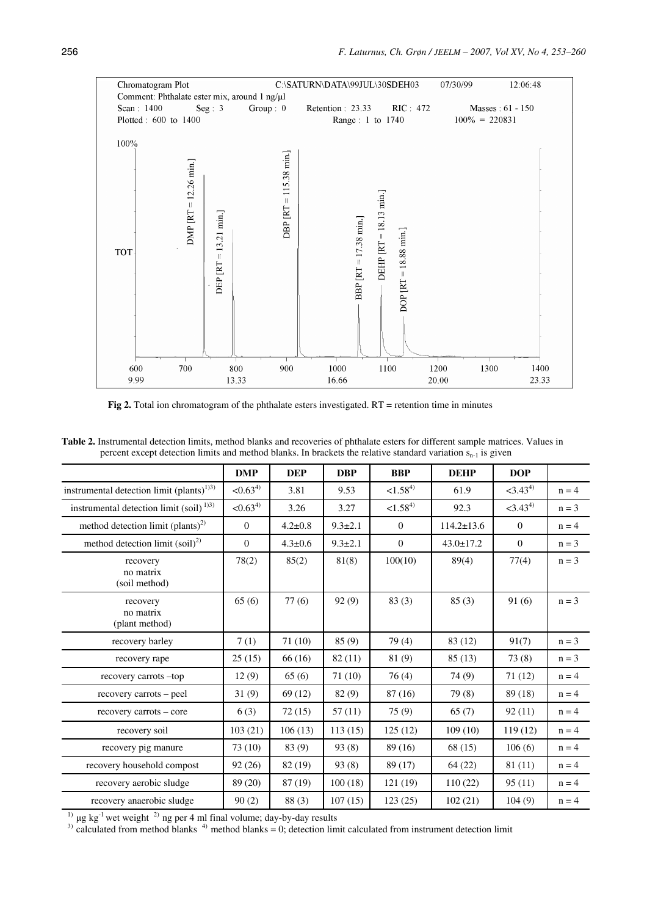**Fig 2.** Total ion chromatogram of the phthalate esters investigated. RT = retention time in minutes

**Table 2.** Instrumental detection limits, method blanks and recoveries of phthalate esters for different sample matrices. Values in percent except detection limits and method blanks. In brackets the relative standard variation $s_{n-1}$ is given

| | DMP | DEP | DBP | BBP | DEHP | DOP | |
|---|---|---|---|---|---|---|---|
| instrumental detection limit (plants)[1)3)] | <0.63[4)] | 3.81 | 9.53 | <1.58[4)] | 61.9 | <3.43[4)] | n = 4 |
| instrumental detection limit (soil)[1)3)] | <0.63[4)] | 3.26 | 3.27 | <1.58[4)] | 92.3 | <3.43[4)] | n = 3 |
| method detection limit (plants)[2)] | 0 | 4.2±0.8 | 9.3±2.1 | 0 | 114.2±13.6 | 0 | n = 4 |
| method detection limit (soil)[2)] | 0 | 4.3±0.6 | 9.3±2.1 | 0 | 43.0±17.2 | 0 | n = 3 |
| recovery no matrix (soil method) | 78(2) | 85(2) | 81(8) | 100(10) | 89(4) | 77(4) | n = 3 |
| recovery no matrix (plant method) | 65 (6) | 77 (6) | 92 (9) | 83 (3) | 85 (3) | 91 (6) | n = 3 |
| recovery barley | 7 (1) | 71 (10) | 85 (9) | 79 (4) | 83 (12) | 91(7) | n = 3 |
| recovery rape | 25 (15) | 66 (16) | 82 (11) | 81 (9) | 85 (13) | 73 (8) | n = 3 |
| recovery carrots –top | 12 (9) | 65 (6) | 71 (10) | 76 (4) | 74 (9) | 71 (12) | n = 4 |
| recovery carrots – peel | 31 (9) | 69 (12) | 82 (9) | 87 (16) | 79 (8) | 89 (18) | n = 4 |
| recovery carrots – core | 6 (3) | 72 (15) | 57 (11) | 75 (9) | 65 (7) | 92 (11) | n = 4 |
| recovery soil | 103 (21) | 106 (13) | 113 (15) | 125 (12) | 109 (10) | 119 (12) | n = 4 |
| recovery pig manure | 73 (10) | 83 (9) | 93 (8) | 89 (16) | 68 (15) | 106 (6) | n = 4 |
| recovery household compost | 92 (26) | 82 (19) | 93 (8) | 89 (17) | 64 (22) | 81 (11) | n = 4 |
| recovery aerobic sludge | 89 (20) | 87 (19) | 100 (18) | 121 (19) | 110 (22) | 95 (11) | n = 4 |
| recovery anaerobic sludge | 90 (2) | 88 (3) | 107 (15) | 123 (25) | 102 (21) | 104 (9) | n = 4 |

[1)] $\mu g\ kg^{-1}$ wet weight [2)] ng per 4 ml final volume; day-by-day results
[3)] calculated from method blanks [4)] method blanks = 0; detection limit calculated from instrument detection limit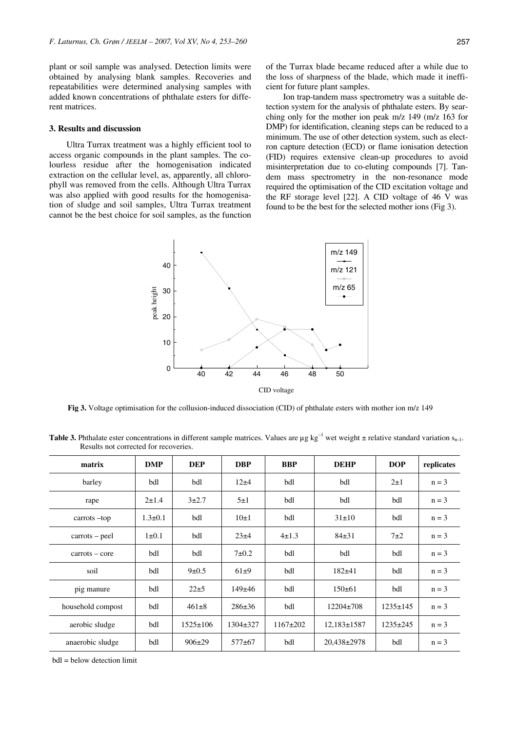plant or soil sample was analysed. Detection limits were obtained by analysing blank samples. Recoveries and repeatabilities were determined analysing samples with added known concentrations of phthalate esters for different matrices.

## 3. Results and discussion

Ultra Turrax treatment was a highly efficient tool to access organic compounds in the plant samples. The colourless residue after the homogenisation indicated extraction on the cellular level, as, apparently, all chlorophyll was removed from the cells. Although Ultra Turrax was also applied with good results for the homogenisation of sludge and soil samples, Ultra Turrax treatment cannot be the best choice for soil samples, as the function of the Turrax blade became reduced after a while due to the loss of sharpness of the blade, which made it inefficient for future plant samples.

Ion trap-tandem mass spectrometry was a suitable detection system for the analysis of phthalate esters. By searching only for the mother ion peak m/z 149 (m/z 163 for DMP) for identification, cleaning steps can be reduced to a minimum. The use of other detection system, such as electron capture detection (ECD) or flame ionisation detection (FID) requires extensive clean-up procedures to avoid misinterpretation due to co-eluting compounds [7]. Tandem mass spectrometry in the non-resonance mode required the optimisation of the CID excitation voltage and the RF storage level [22]. A CID voltage of 46 V was found to be the best for the selected mother ions (Fig 3).

**Fig 3.** Voltage optimisation for the collusion-induced dissociation (CID) of phthalate esters with mother ion m/z 149

**Table 3.** Phthalate ester concentrations in different sample matrices. Values are µg kg$^{-1}$ wet weight ± relative standard variation $s_{n-1}$. Results not corrected for recoveries.

| matrix | DMP | DEP | DBP | BBP | DEHP | DOP | replicates |
|---|---|---|---|---|---|---|---|
| barley | bdl | bdl | 12±4 | bdl | bdl | 2±1 | n = 3 |
| rape | 2±1.4 | 3±2.7 | 5±1 | bdl | bdl | bdl | n = 3 |
| carrots –top | 1.3±0.1 | bdl | 10±1 | bdl | 31±10 | bdl | n = 3 |
| carrots – peel | 1±0.1 | bdl | 23±4 | 4±1.3 | 84±31 | 7±2 | n = 3 |
| carrots – core | bdl | bdl | 7±0.2 | bdl | bdl | bdl | n = 3 |
| soil | bdl | 9±0.5 | 61±9 | bdl | 182±41 | bdl | n = 3 |
| pig manure | bdl | 22±5 | 149±46 | bdl | 150±61 | bdl | n = 3 |
| household compost | bdl | 461±8 | 286±36 | bdl | 12204±708 | 1235±145 | n = 3 |
| aerobic sludge | bdl | 1525±106 | 1304±327 | 1167±202 | 12,183±1587 | 1235±245 | n = 3 |
| anaerobic sludge | bdl | 906±29 | 577±67 | bdl | 20,438±2978 | bdl | n = 3 |

bdl = below detection limit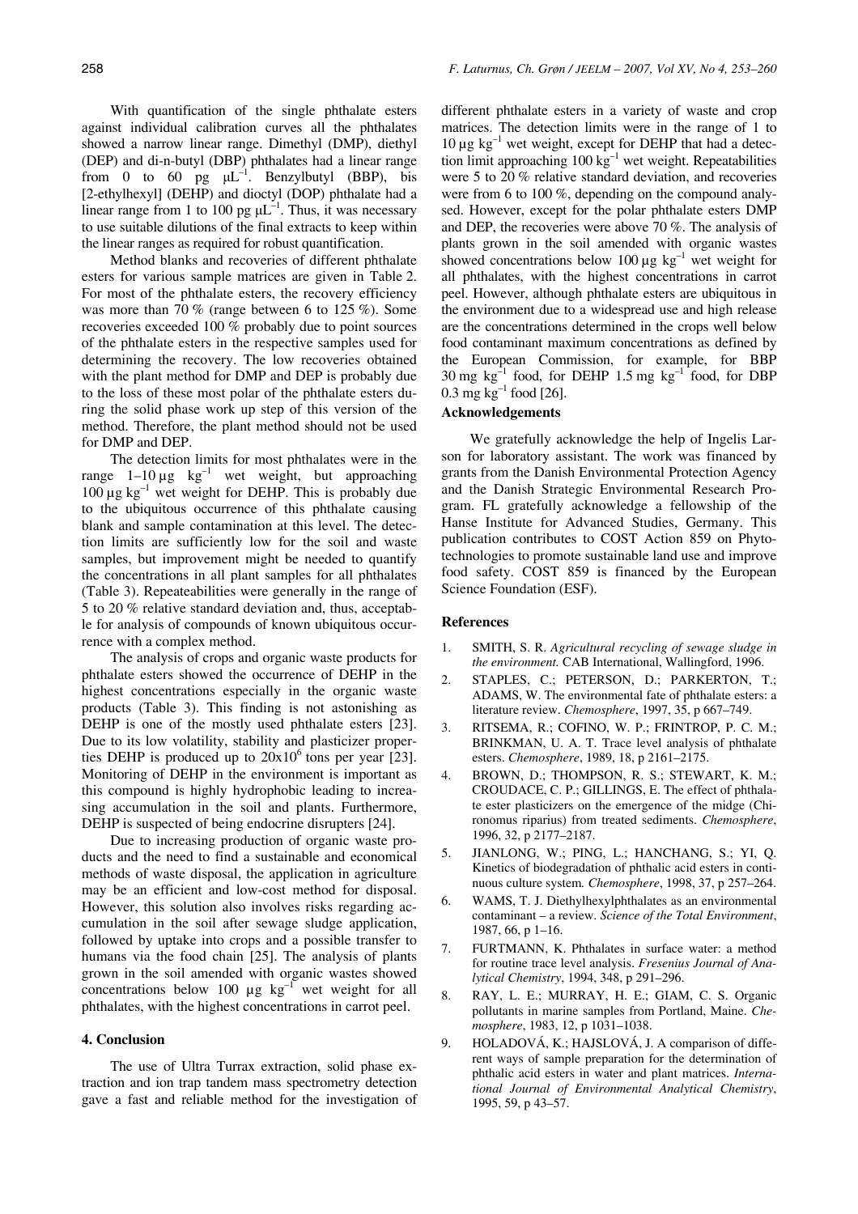With quantification of the single phthalate esters against individual calibration curves all the phthalates showed a narrow linear range. Dimethyl (DMP), diethyl (DEP) and di-n-butyl (DBP) phthalates had a linear range from 0 to 60 pg $\mu L^{-1}$. Benzylbutyl (BBP), bis [2-ethylhexyl] (DEHP) and dioctyl (DOP) phthalate had a linear range from 1 to 100 pg $\mu L^{-1}$. Thus, it was necessary to use suitable dilutions of the final extracts to keep within the linear ranges as required for robust quantification.

Method blanks and recoveries of different phthalate esters for various sample matrices are given in Table 2. For most of the phthalate esters, the recovery efficiency was more than 70 % (range between 6 to 125 %). Some recoveries exceeded 100 % probably due to point sources of the phthalate esters in the respective samples used for determining the recovery. The low recoveries obtained with the plant method for DMP and DEP is probably due to the loss of these most polar of the phthalate esters during the solid phase work up step of this version of the method. Therefore, the plant method should not be used for DMP and DEP.

The detection limits for most phthalates were in the range 1–10 µg $kg^{-1}$ wet weight, but approaching 100 µg $kg^{-1}$ wet weight for DEHP. This is probably due to the ubiquitous occurrence of this phthalate causing blank and sample contamination at this level. The detection limits are sufficiently low for the soil and waste samples, but improvement might be needed to quantify the concentrations in all plant samples for all phthalates (Table 3). Repeateabilities were generally in the range of 5 to 20 % relative standard deviation and, thus, acceptable for analysis of compounds of known ubiquitous occurrence with a complex method.

The analysis of crops and organic waste products for phthalate esters showed the occurrence of DEHP in the highest concentrations especially in the organic waste products (Table 3). This finding is not astonishing as DEHP is one of the mostly used phthalate esters [23]. Due to its low volatility, stability and plasticizer properties DEHP is produced up to $20 \times 10^6$ tons per year [23]. Monitoring of DEHP in the environment is important as this compound is highly hydrophobic leading to increasing accumulation in the soil and plants. Furthermore, DEHP is suspected of being endocrine disrupters [24].

Due to increasing production of organic waste products and the need to find a sustainable and economical methods of waste disposal, the application in agriculture may be an efficient and low-cost method for disposal. However, this solution also involves risks regarding accumulation in the soil after sewage sludge application, followed by uptake into crops and a possible transfer to humans via the food chain [25]. The analysis of plants grown in the soil amended with organic wastes showed concentrations below 100 µg $kg^{-1}$ wet weight for all phthalates, with the highest concentrations in carrot peel.

## 4. Conclusion

The use of Ultra Turrax extraction, solid phase extraction and ion trap tandem mass spectrometry detection gave a fast and reliable method for the investigation of different phthalate esters in a variety of waste and crop matrices. The detection limits were in the range of 1 to 10 µg $kg^{-1}$ wet weight, except for DEHP that had a detection limit approaching 100 $kg^{-1}$ wet weight. Repeatabilities were 5 to 20 % relative standard deviation, and recoveries were from 6 to 100 %, depending on the compound analysed. However, except for the polar phthalate esters DMP and DEP, the recoveries were above 70 %. The analysis of plants grown in the soil amended with organic wastes showed concentrations below 100 µg $kg^{-1}$ wet weight for all phthalates, with the highest concentrations in carrot peel. However, although phthalate esters are ubiquitous in the environment due to a widespread use and high release are the concentrations determined in the crops well below food contaminant maximum concentrations as defined by the European Commission, for example, for BBP 30 mg $kg^{-1}$ food, for DEHP 1.5 mg $kg^{-1}$ food, for DBP 0.3 mg $kg^{-1}$ food [26].

## Acknowledgements

We gratefully acknowledge the help of Ingelis Larson for laboratory assistant. The work was financed by grants from the Danish Environmental Protection Agency and the Danish Strategic Environmental Research Program. FL gratefully acknowledge a fellowship of the Hanse Institute for Advanced Studies, Germany. This publication contributes to COST Action 859 on Phytotechnologies to promote sustainable land use and improve food safety. COST 859 is financed by the European Science Foundation (ESF).

## References

1. SMITH, S. R. *Agricultural recycling of sewage sludge in the environment.* CAB International, Wallingford, 1996.
2. STAPLES, C.; PETERSON, D.; PARKERTON, T.; ADAMS, W. The environmental fate of phthalate esters: a literature review. *Chemosphere*, 1997, 35, p 667–749.
3. RITSEMA, R.; COFINO, W. P.; FRINTROP, P. C. M.; BRINKMAN, U. A. T. Trace level analysis of phthalate esters. *Chemosphere*, 1989, 18, p 2161–2175.
4. BROWN, D.; THOMPSON, R. S.; STEWART, K. M.; CROUDACE, C. P.; GILLINGS, E. The effect of phthalate ester plasticizers on the emergence of the midge (Chironomus riparius) from treated sediments. *Chemosphere*, 1996, 32, p 2177–2187.
5. JIANLONG, W.; PING, L.; HANCHANG, S.; YI, Q. Kinetics of biodegradation of phthalic acid esters in continuous culture system. *Chemosphere*, 1998, 37, p 257–264.
6. WAMS, T. J. Diethylhexylphthalates as an environmental contaminant – a review. *Science of the Total Environment*, 1987, 66, p 1–16.
7. FURTMANN, K. Phthalates in surface water: a method for routine trace level analysis. *Fresenius Journal of Analytical Chemistry*, 1994, 348, p 291–296.
8. RAY, L. E.; MURRAY, H. E.; GIAM, C. S. Organic pollutants in marine samples from Portland, Maine. *Chemosphere*, 1983, 12, p 1031–1038.
9. HOLADOVÁ, K.; HAJSLOVÁ, J. A comparison of different ways of sample preparation for the determination of phthalic acid esters in water and plant matrices. *International Journal of Environmental Analytical Chemistry*, 1995, 59, p 43–57.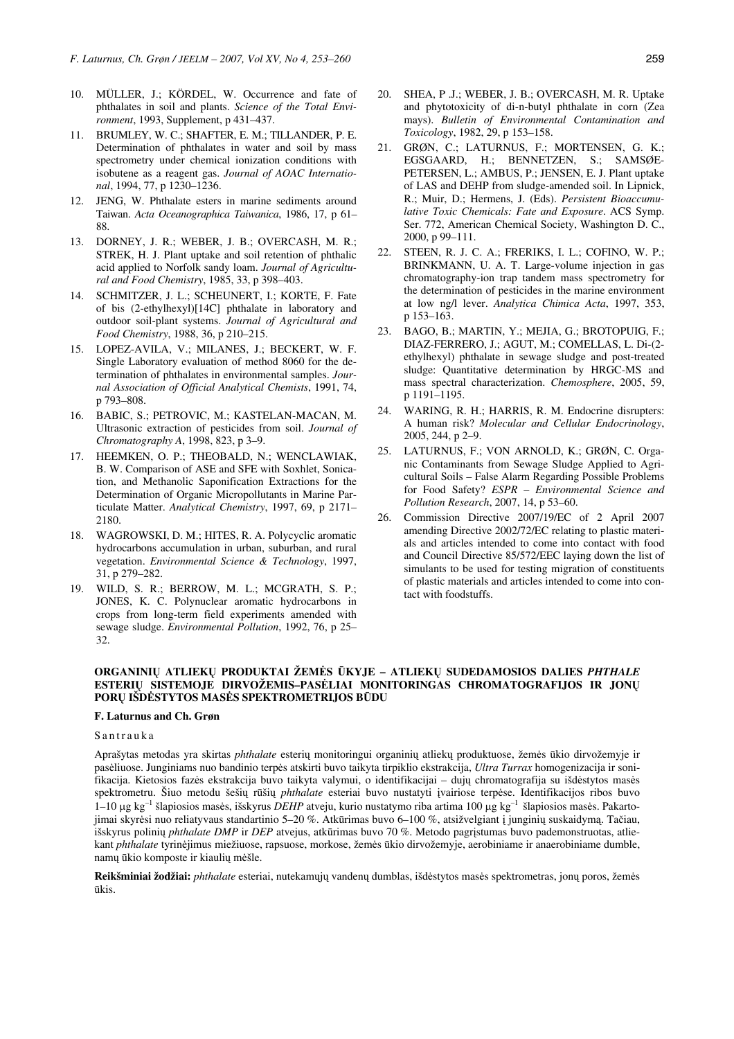10. MÜLLER, J.; KÖRDEL, W. Occurrence and fate of phthalates in soil and plants. *Science of the Total Environment*, 1993, Supplement, p 431–437.
11. BRUMLEY, W. C.; SHAFTER, E. M.; TILLANDER, P. E. Determination of phthalates in water and soil by mass spectrometry under chemical ionization conditions with isobutene as a reagent gas. *Journal of AOAC International*, 1994, 77, p 1230–1236.
12. JENG, W. Phthalate esters in marine sediments around Taiwan. *Acta Oceanographica Taiwanica*, 1986, 17, p 61–88.
13. DORNEY, J. R.; WEBER, J. B.; OVERCASH, M. R.; STREK, H. J. Plant uptake and soil retention of phthalic acid applied to Norfolk sandy loam. *Journal of Agricultural and Food Chemistry*, 1985, 33, p 398–403.
14. SCHMITZER, J. L.; SCHEUNERT, I.; KORTE, F. Fate of bis (2-ethylhexyl)[14C] phthalate in laboratory and outdoor soil-plant systems. *Journal of Agricultural and Food Chemistry*, 1988, 36, p 210–215.
15. LOPEZ-AVILA, V.; MILANES, J.; BECKERT, W. F. Single Laboratory evaluation of method 8060 for the determination of phthalates in environmental samples. *Journal Association of Official Analytical Chemists*, 1991, 74, p 793–808.
16. BABIC, S.; PETROVIC, M.; KASTELAN-MACAN, M. Ultrasonic extraction of pesticides from soil. *Journal of Chromatography A*, 1998, 823, p 3–9.
17. HEEMKEN, O. P.; THEOBALD, N.; WENCLAWIAK, B. W. Comparison of ASE and SFE with Soxhlet, Sonication, and Methanolic Saponification Extractions for the Determination of Organic Micropollutants in Marine Particulate Matter. *Analytical Chemistry*, 1997, 69, p 2171–2180.
18. WAGROWSKI, D. M.; HITES, R. A. Polycyclic aromatic hydrocarbons accumulation in urban, suburban, and rural vegetation. *Environmental Science & Technology*, 1997, 31, p 279–282.
19. WILD, S. R.; BERROW, M. L.; MCGRATH, S. P.; JONES, K. C. Polynuclear aromatic hydrocarbons in crops from long-term field experiments amended with sewage sludge. *Environmental Pollution*, 1992, 76, p 25–32.
20. SHEA, P .J.; WEBER, J. B.; OVERCASH, M. R. Uptake and phytotoxicity of di-n-butyl phthalate in corn (Zea mays). *Bulletin of Environmental Contamination and Toxicology*, 1982, 29, p 153–158.
21. GRØN, C.; LATURNUS, F.; MORTENSEN, G. K.; EGSGAARD, H.; BENNETZEN, S.; SAMSØE-PETERSEN, L.; AMBUS, P.; JENSEN, E. J. Plant uptake of LAS and DEHP from sludge-amended soil. In Lipnick, R.; Muir, D.; Hermens, J. (Eds). *Persistent Bioaccumulative Toxic Chemicals: Fate and Exposure*. ACS Symp. Ser. 772, American Chemical Society, Washington D. C., 2000, p 99–111.
22. STEEN, R. J. C. A.; FRERIKS, I. L.; COFINO, W. P.; BRINKMANN, U. A. T. Large-volume injection in gas chromatography-ion trap tandem mass spectrometry for the determination of pesticides in the marine environment at low ng/l lever. *Analytica Chimica Acta*, 1997, 353, p 153–163.
23. BAGO, B.; MARTIN, Y.; MEJIA, G.; BROTOPUIG, F.; DIAZ-FERRERO, J.; AGUT, M.; COMELLAS, L. Di-(2-ethylhexyl) phthalate in sewage sludge and post-treated sludge: Quantitative determination by HRGC-MS and mass spectral characterization. *Chemosphere*, 2005, 59, p 1191–1195.
24. WARING, R. H.; HARRIS, R. M. Endocrine disrupters: A human risk? *Molecular and Cellular Endocrinology*, 2005, 244, p 2–9.
25. LATURNUS, F.; VON ARNOLD, K.; GRØN, C. Organic Contaminants from Sewage Sludge Applied to Agricultural Soils – False Alarm Regarding Possible Problems for Food Safety? *ESPR – Environmental Science and Pollution Research*, 2007, 14, p 53–60.
26. Commission Directive 2007/19/EC of 2 April 2007 amending Directive 2002/72/EC relating to plastic materials and articles intended to come into contact with food and Council Directive 85/572/EEC laying down the list of simulants to be used for testing migration of constituents of plastic materials and articles intended to come into contact with foodstuffs.

## ORGANINIŲ ATLIEKŲ PRODUKTAI ŽEMĖS ŪKYJE – ATLIEKŲ SUDEDAMOSIOS DALIES *PHTHALE* ESTERIŲ SISTEMOJE DIRVOŽEMIS–PASĖLIAI MONITORINGAS CHROMATOGRAFIJOS IR JONŲ PORŲ IŠDĖSTYTOS MASĖS SPEKTROMETRIJOS BŪDU

**F. Laturnus and Ch. Grøn**

S a n t r a u k a

Aprašytas metodas yra skirtas *phthalate* esterių monitoringui organinių atliekų produktuose, žemės ūkio dirvožemyje ir pasėliuose. Junginiams nuo bandinio terpės atskirti buvo taikyta tirpiklio ekstrakcija, *Ultra Turrax* homogenizacija ir sonifikacija. Kietosios fazės ekstrakcija buvo taikyta valymui, o identifikacijai – dujų chromatografija su išdėstytos masės spektrometru. Šiuo metodu šešių rūšių *phthalate* esteriai buvo nustatyti įvairiose terpėse. Identifikacijos ribos buvo 1–10 μg kg$^{-1}$ šlapiosios masės, išskyrus *DEHP* atveju, kurio nustatymo riba artima 100 μg kg$^{-1}$ šlapiosios masės. Pakartojimai skyrėsi nuo reliatyvaus standartinio 5–20 %. Atkūrimas buvo 6–100 %, atsižvelgiant į junginių suskaidymą. Tačiau, išskyrus polinių *phthalate DMP* ir *DEP* atvejus, atkūrimas buvo 70 %. Metodo pagrįstumas buvo pademonstruotas, atliekant *phthalate* tyrinėjimus miežiuose, rapsuose, morkose, žemės ūkio dirvožemyje, aerobiniame ir anaerobiniame dumble, namų ūkio komposte ir kiaulių mėšle.

**Reikšminiai žodžiai:** *phthalate* esteriai, nutekamųjų vandenų dumblas, išdėstytos masės spektrometras, jonų poros, žemės ūkis.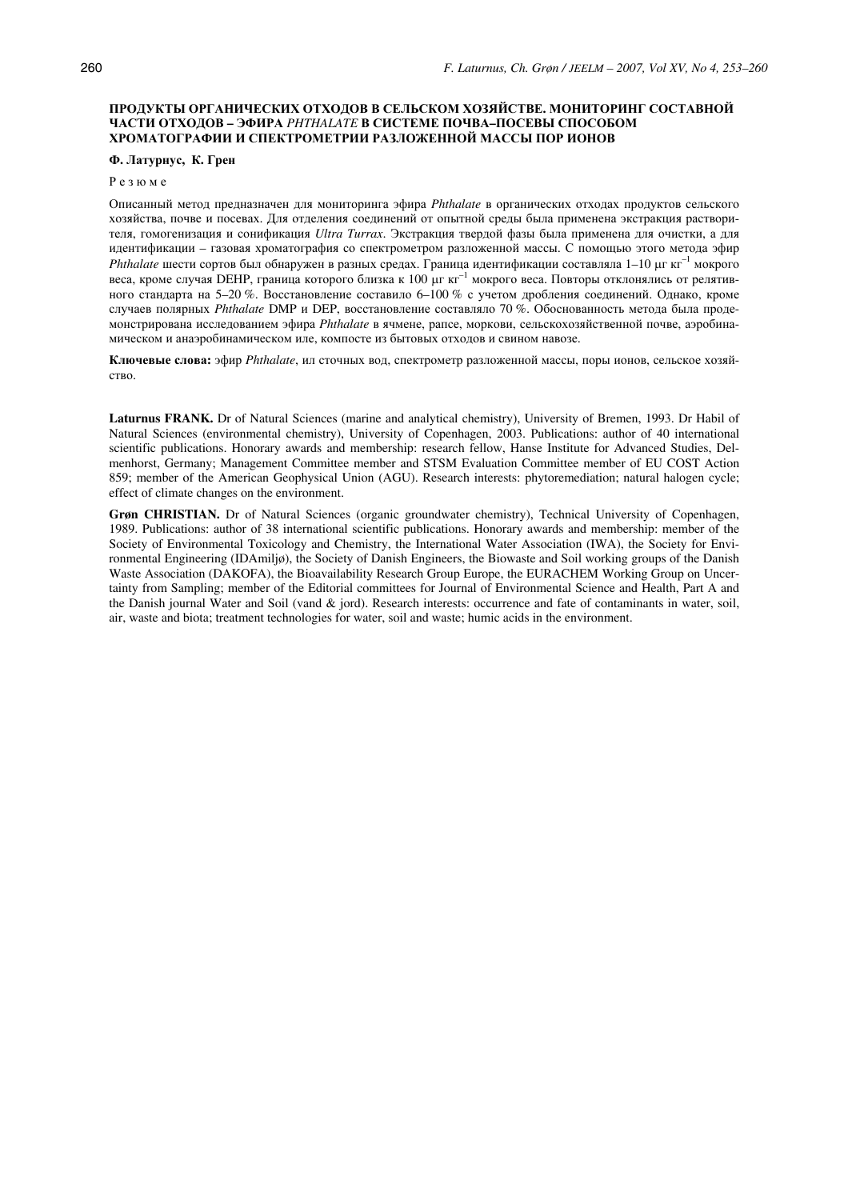### ПРОДУКТЫ ОРГАНИЧЕСКИХ ОТХОДОВ В СЕЛЬСКОМ ХОЗЯЙСТВЕ. МОНИТОРИНГ СОСТАВНОЙ ЧАСТИ ОТХОДОВ – ЭФИРА *PHTHALATE* В СИСТЕМЕ ПОЧВА–ПОСЕВЫ СПОСОБОМ ХРОМАТОГРАФИИ И СПЕКТРОМЕТРИИ РАЗЛОЖЕННОЙ МАССЫ ПОР ИОНОВ

**Ф. Латурнус, К. Грен**

Р е з ю м е

Описанный метод предназначен для мониторинга эфира *Phthalate* в органических отходах продуктов сельского хозяйства, почве и посевах. Для отделения соединений от опытной среды была применена экстракция растворителя, гомогенизация и сонификация *Ultra Turrax*. Экстракция твердой фазы была применена для очистки, а для идентификации – газовая хроматография со спектрометром разложенной массы. С помощью этого метода эфир *Phthalate* шести сортов был обнаружен в разных средах. Граница идентификации составляла 1–10 $\mu$г кг$^{-1}$ мокрого веса, кроме случая DEHP, граница которого близка к 100 $\mu$г кг$^{-1}$ мокрого веса. Повторы отклонялись от релятивного стандарта на 5–20 %. Восстановление составило 6–100 % с учетом дробления соединений. Однако, кроме случаев полярных *Phthalate* DMP и DEP, восстановление составляло 70 %. Обоснованность метода была продемонстрирована исследованием эфира *Phthalate* в ячмене, рапсе, моркови, сельскохозяйственной почве, аэробинамическом и анаэробинамическом иле, компосте из бытовых отходов и свином навозе.

**Ключевые слова:** эфир *Phthalate*, ил сточных вод, спектрометр разложенной массы, поры ионов, сельское хозяйство.

**Laturnus FRANK.** Dr of Natural Sciences (marine and analytical chemistry), University of Bremen, 1993. Dr Habil of Natural Sciences (environmental chemistry), University of Copenhagen, 2003. Publications: author of 40 international scientific publications. Honorary awards and membership: research fellow, Hanse Institute for Advanced Studies, Delmenhorst, Germany; Management Committee member and STSM Evaluation Committee member of EU COST Action 859; member of the American Geophysical Union (AGU). Research interests: phytoremediation; natural halogen cycle; effect of climate changes on the environment.

**Grøn CHRISTIAN.** Dr of Natural Sciences (organic groundwater chemistry), Technical University of Copenhagen, 1989. Publications: author of 38 international scientific publications. Honorary awards and membership: member of the Society of Environmental Toxicology and Chemistry, the International Water Association (IWA), the Society for Environmental Engineering (IDAmiljø), the Society of Danish Engineers, the Biowaste and Soil working groups of the Danish Waste Association (DAKOFA), the Bioavailability Research Group Europe, the EURACHEM Working Group on Uncertainty from Sampling; member of the Editorial committees for Journal of Environmental Science and Health, Part A and the Danish journal Water and Soil (vand & jord). Research interests: occurrence and fate of contaminants in water, soil, air, waste and biota; treatment technologies for water, soil and waste; humic acids in the environment.